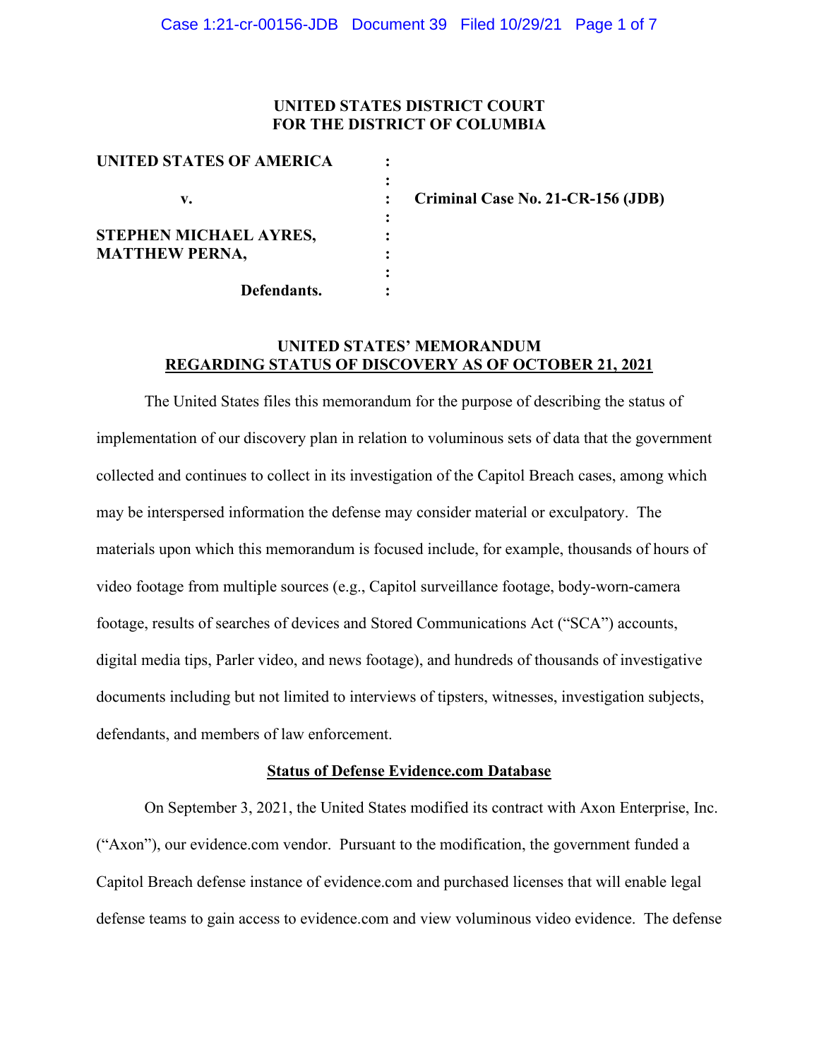**UNITED STATES DISTRICT COURT**
**FOR THE DISTRICT OF COLUMBIA**

| | | |
|---|---|---|
| **UNITED STATES OF AMERICA** | : | |
| | : | |
| **v.** | : | **Criminal Case No. 21-CR-156 (JDB)** |
| | : | |
| **STEPHEN MICHAEL AYRES,** | : | |
| **MATTHEW PERNA,** | : | |
| | : | |
| **Defendants.** | : | |

## UNITED STATES' MEMORANDUM
## REGARDING STATUS OF DISCOVERY AS OF OCTOBER 21, 2021

The United States files this memorandum for the purpose of describing the status of implementation of our discovery plan in relation to voluminous sets of data that the government collected and continues to collect in its investigation of the Capitol Breach cases, among which may be interspersed information the defense may consider material or exculpatory. The materials upon which this memorandum is focused include, for example, thousands of hours of video footage from multiple sources (e.g., Capitol surveillance footage, body-worn-camera footage, results of searches of devices and Stored Communications Act ("SCA") accounts, digital media tips, Parler video, and news footage), and hundreds of thousands of investigative documents including but not limited to interviews of tipsters, witnesses, investigation subjects, defendants, and members of law enforcement.

### Status of Defense Evidence.com Database

On September 3, 2021, the United States modified its contract with Axon Enterprise, Inc. ("Axon"), our evidence.com vendor. Pursuant to the modification, the government funded a Capitol Breach defense instance of evidence.com and purchased licenses that will enable legal defense teams to gain access to evidence.com and view voluminous video evidence. The defense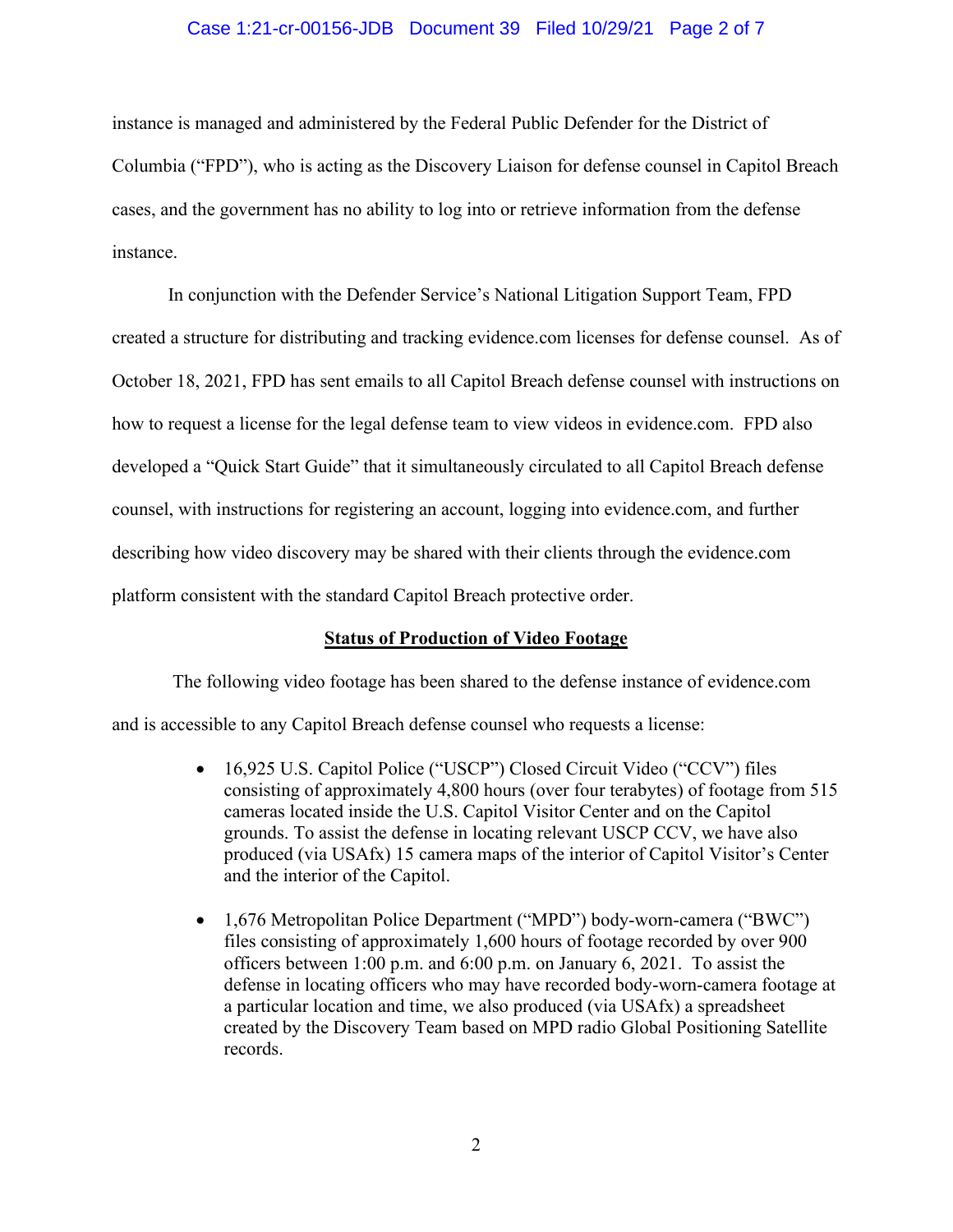instance is managed and administered by the Federal Public Defender for the District of Columbia ("FPD"), who is acting as the Discovery Liaison for defense counsel in Capitol Breach cases, and the government has no ability to log into or retrieve information from the defense instance.

In conjunction with the Defender Service's National Litigation Support Team, FPD created a structure for distributing and tracking evidence.com licenses for defense counsel. As of October 18, 2021, FPD has sent emails to all Capitol Breach defense counsel with instructions on how to request a license for the legal defense team to view videos in evidence.com. FPD also developed a "Quick Start Guide" that it simultaneously circulated to all Capitol Breach defense counsel, with instructions for registering an account, logging into evidence.com, and further describing how video discovery may be shared with their clients through the evidence.com platform consistent with the standard Capitol Breach protective order.

**Status of Production of Video Footage**

The following video footage has been shared to the defense instance of evidence.com and is accessible to any Capitol Breach defense counsel who requests a license:

- 16,925 U.S. Capitol Police ("USCP") Closed Circuit Video ("CCV") files consisting of approximately 4,800 hours (over four terabytes) of footage from 515 cameras located inside the U.S. Capitol Visitor Center and on the Capitol grounds. To assist the defense in locating relevant USCP CCV, we have also produced (via USAfx) 15 camera maps of the interior of Capitol Visitor's Center and the interior of the Capitol.

- 1,676 Metropolitan Police Department ("MPD") body-worn-camera ("BWC") files consisting of approximately 1,600 hours of footage recorded by over 900 officers between 1:00 p.m. and 6:00 p.m. on January 6, 2021. To assist the defense in locating officers who may have recorded body-worn-camera footage at a particular location and time, we also produced (via USAfx) a spreadsheet created by the Discovery Team based on MPD radio Global Positioning Satellite records.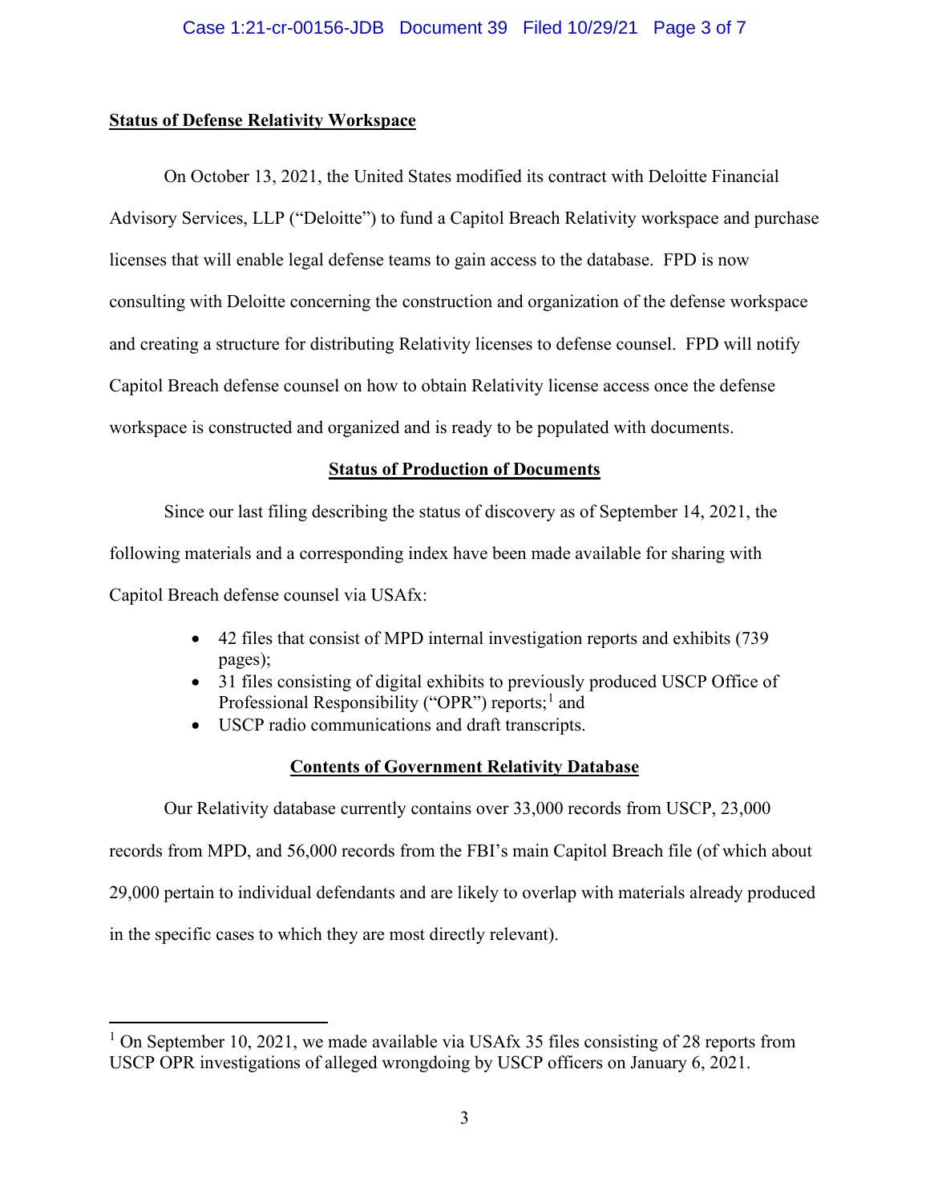**Status of Defense Relativity Workspace**

On October 13, 2021, the United States modified its contract with Deloitte Financial Advisory Services, LLP ("Deloitte") to fund a Capitol Breach Relativity workspace and purchase licenses that will enable legal defense teams to gain access to the database. FPD is now consulting with Deloitte concerning the construction and organization of the defense workspace and creating a structure for distributing Relativity licenses to defense counsel. FPD will notify Capitol Breach defense counsel on how to obtain Relativity license access once the defense workspace is constructed and organized and is ready to be populated with documents.

**Status of Production of Documents**

Since our last filing describing the status of discovery as of September 14, 2021, the following materials and a corresponding index have been made available for sharing with Capitol Breach defense counsel via USAfx:

- 42 files that consist of MPD internal investigation reports and exhibits (739 pages);
- 31 files consisting of digital exhibits to previously produced USCP Office of Professional Responsibility ("OPR") reports;[1] and
- USCP radio communications and draft transcripts.

**Contents of Government Relativity Database**

Our Relativity database currently contains over 33,000 records from USCP, 23,000 records from MPD, and 56,000 records from the FBI's main Capitol Breach file (of which about 29,000 pertain to individual defendants and are likely to overlap with materials already produced in the specific cases to which they are most directly relevant).

---

[1] On September 10, 2021, we made available via USAfx 35 files consisting of 28 reports from USCP OPR investigations of alleged wrongdoing by USCP officers on January 6, 2021.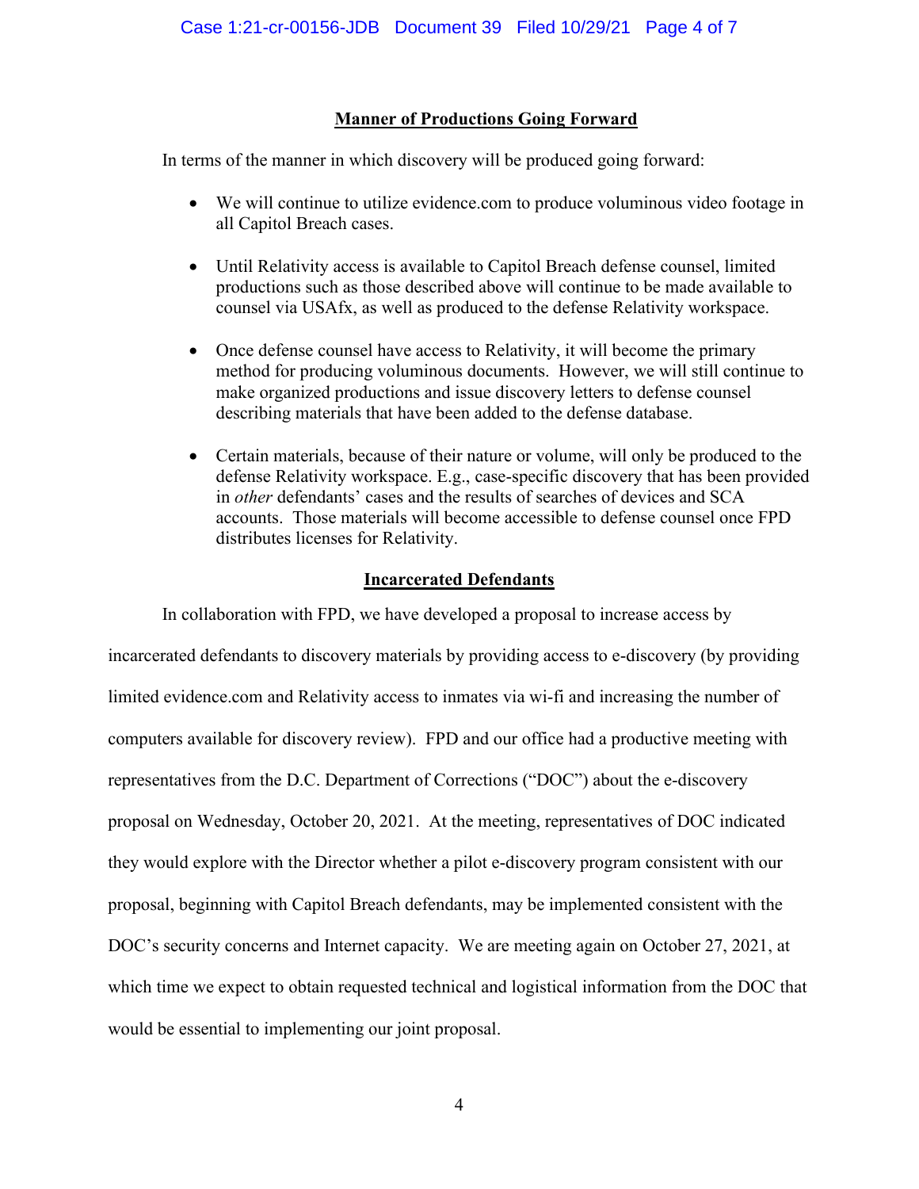## Manner of Productions Going Forward

In terms of the manner in which discovery will be produced going forward:

- We will continue to utilize evidence.com to produce voluminous video footage in all Capitol Breach cases.
- Until Relativity access is available to Capitol Breach defense counsel, limited productions such as those described above will continue to be made available to counsel via USAfx, as well as produced to the defense Relativity workspace.
- Once defense counsel have access to Relativity, it will become the primary method for producing voluminous documents. However, we will still continue to make organized productions and issue discovery letters to defense counsel describing materials that have been added to the defense database.
- Certain materials, because of their nature or volume, will only be produced to the defense Relativity workspace. E.g., case-specific discovery that has been provided in *other* defendants' cases and the results of searches of devices and SCA accounts. Those materials will become accessible to defense counsel once FPD distributes licenses for Relativity.

## Incarcerated Defendants

In collaboration with FPD, we have developed a proposal to increase access by incarcerated defendants to discovery materials by providing access to e-discovery (by providing limited evidence.com and Relativity access to inmates via wi-fi and increasing the number of computers available for discovery review). FPD and our office had a productive meeting with representatives from the D.C. Department of Corrections ("DOC") about the e-discovery proposal on Wednesday, October 20, 2021. At the meeting, representatives of DOC indicated they would explore with the Director whether a pilot e-discovery program consistent with our proposal, beginning with Capitol Breach defendants, may be implemented consistent with the DOC's security concerns and Internet capacity. We are meeting again on October 27, 2021, at which time we expect to obtain requested technical and logistical information from the DOC that would be essential to implementing our joint proposal.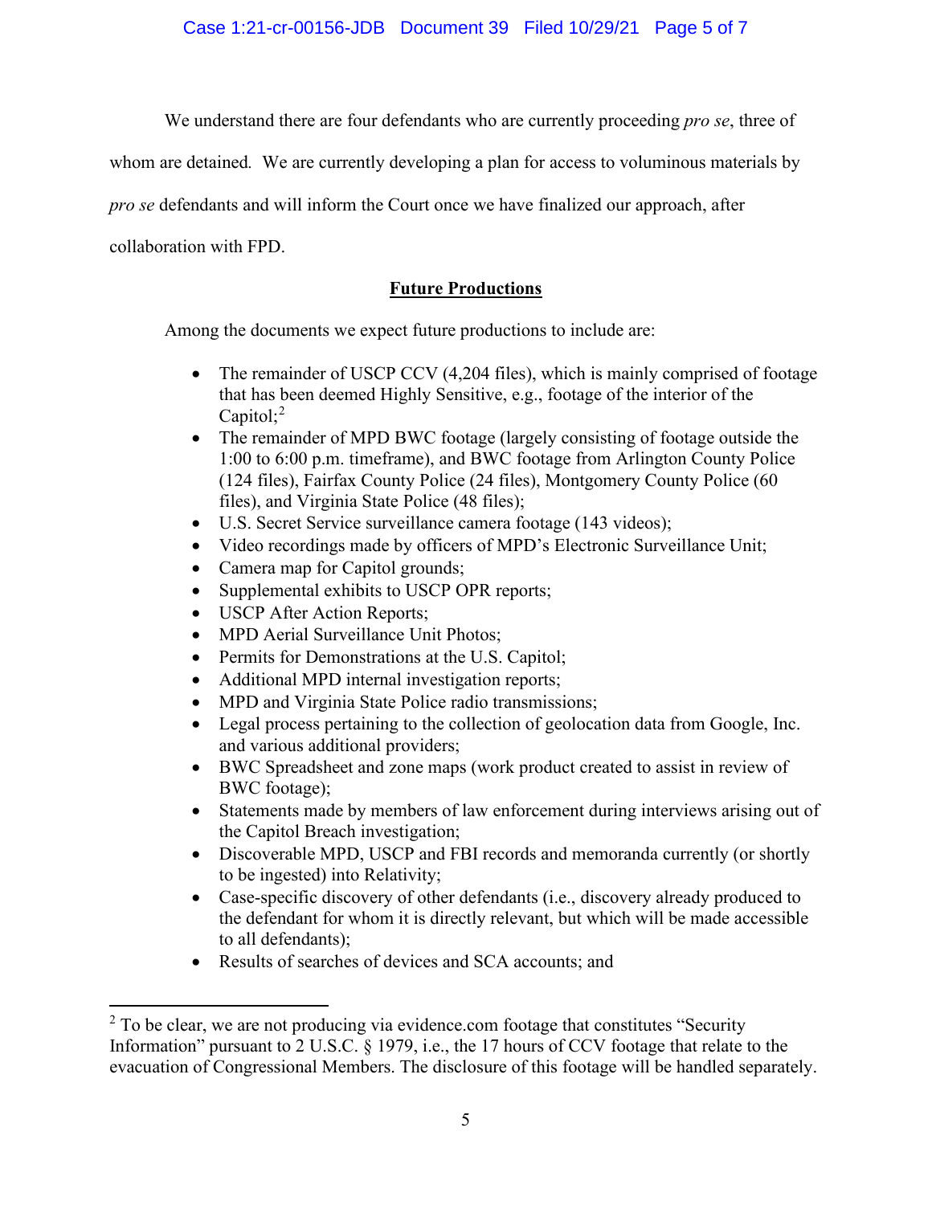We understand there are four defendants who are currently proceeding *pro se*, three of whom are detained. We are currently developing a plan for access to voluminous materials by *pro se* defendants and will inform the Court once we have finalized our approach, after collaboration with FPD.

## **Future Productions**

Among the documents we expect future productions to include are:

- The remainder of USCP CCV (4,204 files), which is mainly comprised of footage that has been deemed Highly Sensitive, e.g., footage of the interior of the Capitol;[2]
- The remainder of MPD BWC footage (largely consisting of footage outside the 1:00 to 6:00 p.m. timeframe), and BWC footage from Arlington County Police (124 files), Fairfax County Police (24 files), Montgomery County Police (60 files), and Virginia State Police (48 files);
- U.S. Secret Service surveillance camera footage (143 videos);
- Video recordings made by officers of MPD's Electronic Surveillance Unit;
- Camera map for Capitol grounds;
- Supplemental exhibits to USCP OPR reports;
- USCP After Action Reports;
- MPD Aerial Surveillance Unit Photos;
- Permits for Demonstrations at the U.S. Capitol;
- Additional MPD internal investigation reports;
- MPD and Virginia State Police radio transmissions;
- Legal process pertaining to the collection of geolocation data from Google, Inc. and various additional providers;
- BWC Spreadsheet and zone maps (work product created to assist in review of BWC footage);
- Statements made by members of law enforcement during interviews arising out of the Capitol Breach investigation;
- Discoverable MPD, USCP and FBI records and memoranda currently (or shortly to be ingested) into Relativity;
- Case-specific discovery of other defendants (i.e., discovery already produced to the defendant for whom it is directly relevant, but which will be made accessible to all defendants);
- Results of searches of devices and SCA accounts; and

---

[2] To be clear, we are not producing via evidence.com footage that constitutes "Security Information" pursuant to 2 U.S.C. § 1979, i.e., the 17 hours of CCV footage that relate to the evacuation of Congressional Members. The disclosure of this footage will be handled separately.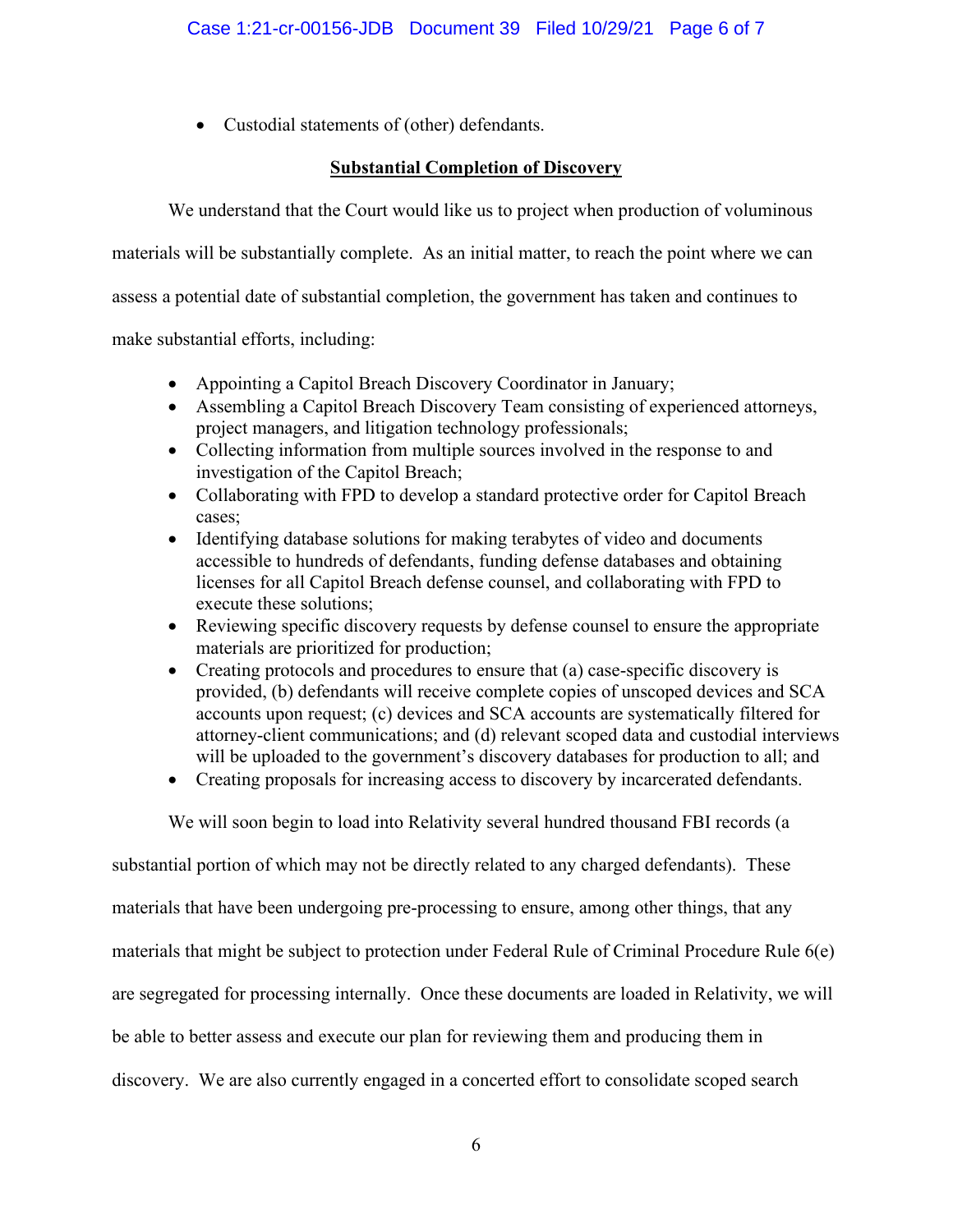- Custodial statements of (other) defendants.

**Substantial Completion of Discovery**

We understand that the Court would like us to project when production of voluminous materials will be substantially complete. As an initial matter, to reach the point where we can assess a potential date of substantial completion, the government has taken and continues to make substantial efforts, including:

- Appointing a Capitol Breach Discovery Coordinator in January;
- Assembling a Capitol Breach Discovery Team consisting of experienced attorneys, project managers, and litigation technology professionals;
- Collecting information from multiple sources involved in the response to and investigation of the Capitol Breach;
- Collaborating with FPD to develop a standard protective order for Capitol Breach cases;
- Identifying database solutions for making terabytes of video and documents accessible to hundreds of defendants, funding defense databases and obtaining licenses for all Capitol Breach defense counsel, and collaborating with FPD to execute these solutions;
- Reviewing specific discovery requests by defense counsel to ensure the appropriate materials are prioritized for production;
- Creating protocols and procedures to ensure that (a) case-specific discovery is provided, (b) defendants will receive complete copies of unscoped devices and SCA accounts upon request; (c) devices and SCA accounts are systematically filtered for attorney-client communications; and (d) relevant scoped data and custodial interviews will be uploaded to the government's discovery databases for production to all; and
- Creating proposals for increasing access to discovery by incarcerated defendants.

We will soon begin to load into Relativity several hundred thousand FBI records (a substantial portion of which may not be directly related to any charged defendants). These materials that have been undergoing pre-processing to ensure, among other things, that any materials that might be subject to protection under Federal Rule of Criminal Procedure Rule 6(e) are segregated for processing internally. Once these documents are loaded in Relativity, we will be able to better assess and execute our plan for reviewing them and producing them in discovery. We are also currently engaged in a concerted effort to consolidate scoped search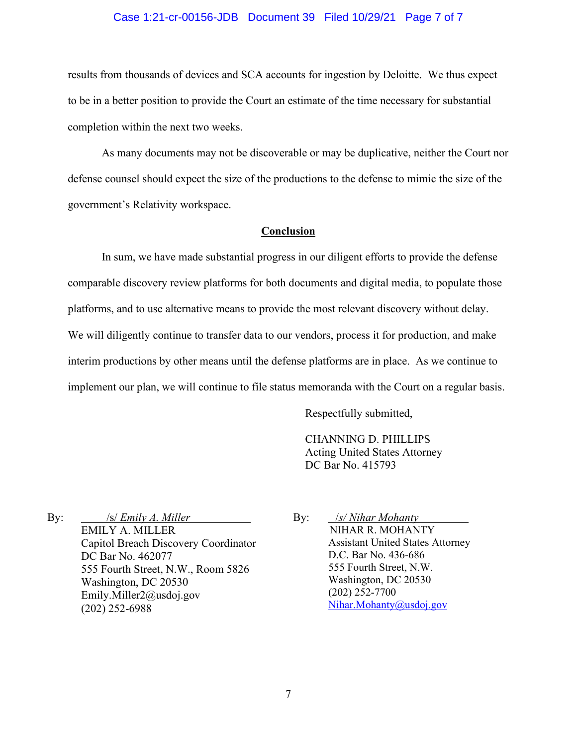results from thousands of devices and SCA accounts for ingestion by Deloitte. We thus expect to be in a better position to provide the Court an estimate of the time necessary for substantial completion within the next two weeks.

As many documents may not be discoverable or may be duplicative, neither the Court nor defense counsel should expect the size of the productions to the defense to mimic the size of the government's Relativity workspace.

## Conclusion

In sum, we have made substantial progress in our diligent efforts to provide the defense comparable discovery review platforms for both documents and digital media, to populate those platforms, and to use alternative means to provide the most relevant discovery without delay. We will diligently continue to transfer data to our vendors, process it for production, and make interim productions by other means until the defense platforms are in place. As we continue to implement our plan, we will continue to file status memoranda with the Court on a regular basis.

Respectfully submitted,

CHANNING D. PHILLIPS
Acting United States Attorney
DC Bar No. 415793

By: /s/ *Emily A. Miller*
EMILY A. MILLER
Capitol Breach Discovery Coordinator
DC Bar No. 462077
555 Fourth Street, N.W., Room 5826
Washington, DC 20530
Emily.Miller2@usdoj.gov
(202) 252-6988

By: /s/ *Nihar Mohanty*
NIHAR R. MOHANTY
Assistant United States Attorney
D.C. Bar No. 436-686
555 Fourth Street, N.W.
Washington, DC 20530
(202) 252-7700
Nihar.Mohanty@usdoj.gov